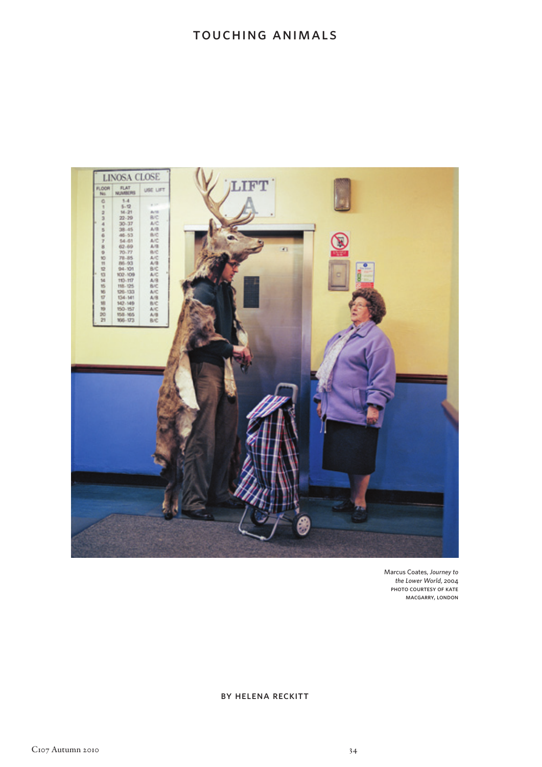# TOUCHING ANIMALS

Marcus Coates, *Journey to the Lower World*, 2004
PHOTO COURTESY OF KATE MACGARRY, LONDON

BY HELENA RECKITT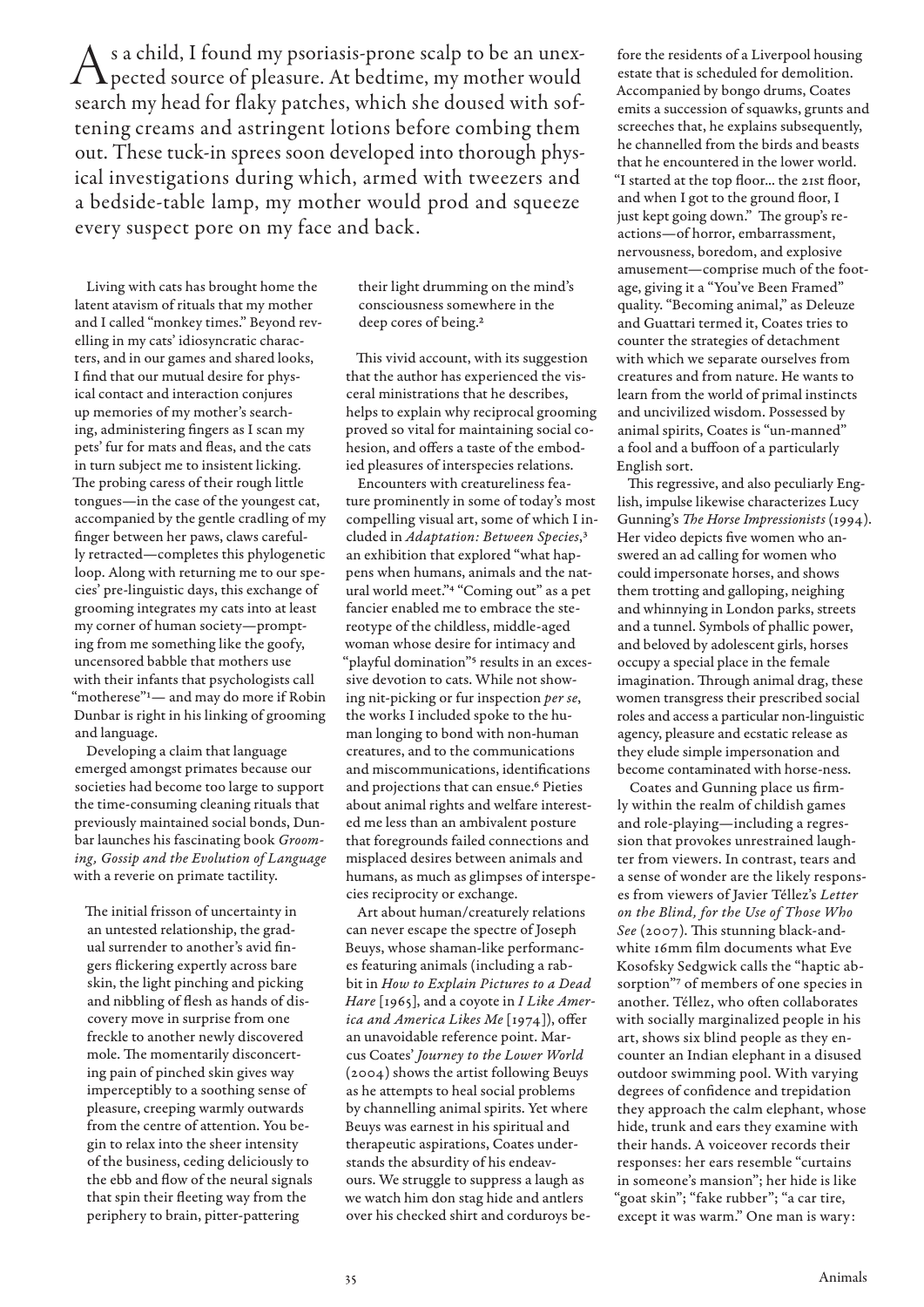As a child, I found my psoriasis-prone scalp to be an unexpected source of pleasure. At bedtime, my mother would search my head for flaky patches, which she doused with softening creams and astringent lotions before combing them out. These tuck-in sprees soon developed into thorough physical investigations during which, armed with tweezers and a bedside-table lamp, my mother would prod and squeeze every suspect pore on my face and back.

Living with cats has brought home the latent atavism of rituals that my mother and I called "monkey times." Beyond revelling in my cats' idiosyncratic characters, and in our games and shared looks, I find that our mutual desire for physical contact and interaction conjures up memories of my mother's searching, administering fingers as I scan my pets' fur for mats and fleas, and the cats in turn subject me to insistent licking. The probing caress of their rough little tongues—in the case of the youngest cat, accompanied by the gentle cradling of my finger between her paws, claws carefully retracted—completes this phylogenetic loop. Along with returning me to our species' pre-linguistic days, this exchange of grooming integrates my cats into at least my corner of human society—prompting from me something like the goofy, uncensored babble that mothers use with their infants that psychologists call "motherese"[1]— and may do more if Robin Dunbar is right in his linking of grooming and language.

Developing a claim that language emerged amongst primates because our societies had become too large to support the time-consuming cleaning rituals that previously maintained social bonds, Dunbar launches his fascinating book *Grooming, Gossip and the Evolution of Language* with a reverie on primate tactility.

> The initial frisson of uncertainty in an untested relationship, the gradual surrender to another's avid fingers flickering expertly across bare skin, the light pinching and picking and nibbling of flesh as hands of discovery move in surprise from one freckle to another newly discovered mole. The momentarily disconcerting pain of pinched skin gives way imperceptibly to a soothing sense of pleasure, creeping warmly outwards from the centre of attention. You begin to relax into the sheer intensity of the business, ceding deliciously to the ebb and flow of the neural signals that spin their fleeting way from the periphery to brain, pitter-pattering their light drumming on the mind's consciousness somewhere in the deep cores of being.[2]

This vivid account, with its suggestion that the author has experienced the visceral ministrations that he describes, helps to explain why reciprocal grooming proved so vital for maintaining social cohesion, and offers a taste of the embodied pleasures of interspecies relations.

Encounters with creatureliness feature prominently in some of today's most compelling visual art, some of which I included in *Adaptation: Between Species*,[3] an exhibition that explored "what happens when humans, animals and the natural world meet."[4] "Coming out" as a pet fancier enabled me to embrace the stereotype of the childless, middle-aged woman whose desire for intimacy and "playful domination"[5] results in an excessive devotion to cats. While not showing nit-picking or fur inspection *per se*, the works I included spoke to the human longing to bond with non-human creatures, and to the communications and miscommunications, identifications and projections that can ensue.[6] Pieties about animal rights and welfare interested me less than an ambivalent posture that foregrounds failed connections and misplaced desires between animals and humans, as much as glimpses of interspecies reciprocity or exchange.

Art about human/creaturely relations can never escape the spectre of Joseph Beuys, whose shaman-like performances featuring animals (including a rabbit in *How to Explain Pictures to a Dead Hare* [1965], and a coyote in *I Like America and America Likes Me* [1974]), offer an unavoidable reference point. Marcus Coates' *Journey to the Lower World* (2004) shows the artist following Beuys as he attempts to heal social problems by channelling animal spirits. Yet where Beuys was earnest in his spiritual and therapeutic aspirations, Coates understands the absurdity of his endeavours. We struggle to suppress a laugh as we watch him don stag hide and antlers over his checked shirt and corduroys before the residents of a Liverpool housing estate that is scheduled for demolition. Accompanied by bongo drums, Coates emits a succession of squawks, grunts and screeches that, he explains subsequently, he channelled from the birds and beasts that he encountered in the lower world. "I started at the top floor... the 21st floor, and when I got to the ground floor, I just kept going down." The group's reactions—of horror, embarrassment, nervousness, boredom, and explosive amusement—comprise much of the footage, giving it a "You've Been Framed" quality. "Becoming animal," as Deleuze and Guattari termed it, Coates tries to counter the strategies of detachment with which we separate ourselves from creatures and from nature. He wants to learn from the world of primal instincts and uncivilized wisdom. Possessed by animal spirits, Coates is "un-manned" a fool and a buffoon of a particularly English sort.

This regressive, and also peculiarly English, impulse likewise characterizes Lucy Gunning's *The Horse Impressionists* (1994). Her video depicts five women who answered an ad calling for women who could impersonate horses, and shows them trotting and galloping, neighing and whinnying in London parks, streets and a tunnel. Symbols of phallic power, and beloved by adolescent girls, horses occupy a special place in the female imagination. Through animal drag, these women transgress their prescribed social roles and access a particular non-linguistic agency, pleasure and ecstatic release as they elude simple impersonation and become contaminated with horse-ness.

Coates and Gunning place us firmly within the realm of childish games and role-playing—including a regression that provokes unrestrained laughter from viewers. In contrast, tears and a sense of wonder are the likely responses from viewers of Javier Téllez's *Letter on the Blind, for the Use of Those Who See* (2007). This stunning black-and-white 16mm film documents what Eve Kosofsky Sedgwick calls the "haptic absorption"[7] of members of one species in another. Téllez, who often collaborates with socially marginalized people in his art, shows six blind people as they encounter an Indian elephant in a disused outdoor swimming pool. With varying degrees of confidence and trepidation they approach the calm elephant, whose hide, trunk and ears they examine with their hands. A voiceover records their responses: her ears resemble "curtains in someone's mansion"; her hide is like "goat skin"; "fake rubber"; "a car tire, except it was warm." One man is wary: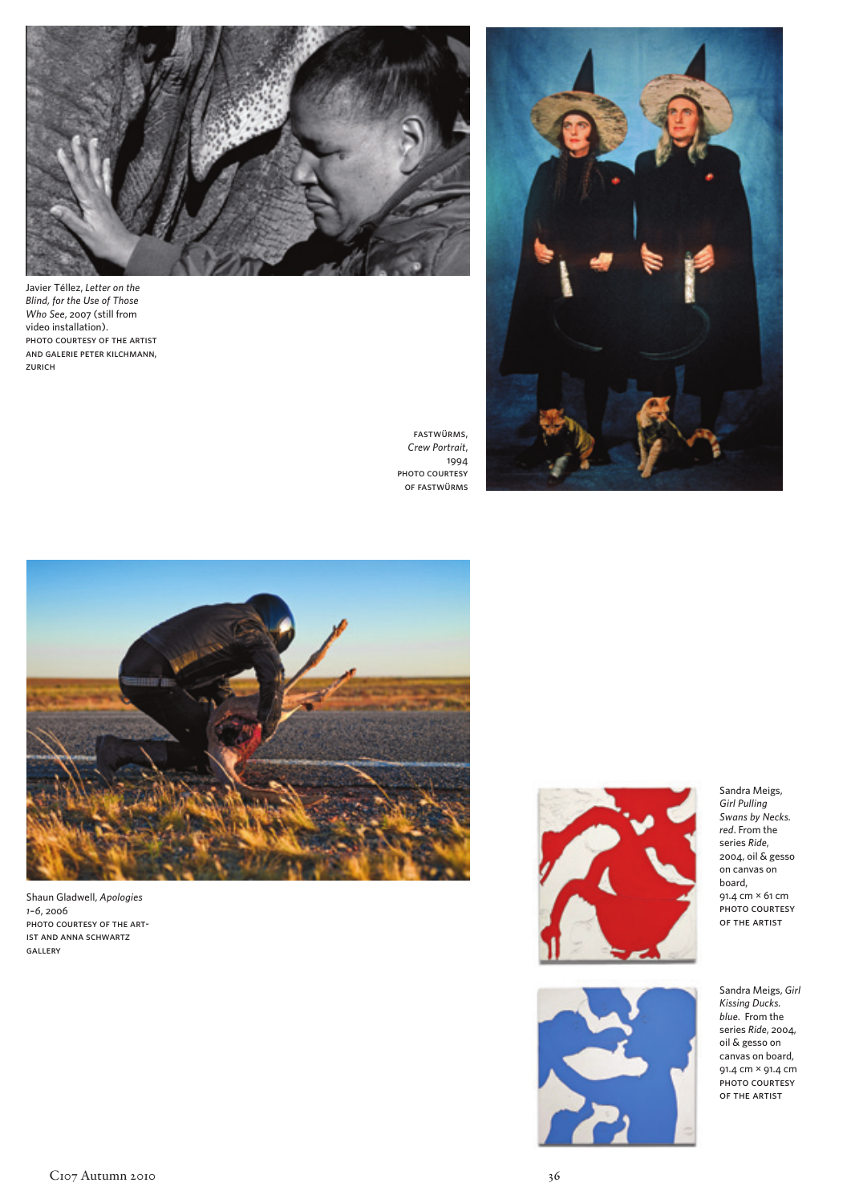Javier Téllez, *Letter on the Blind, for the Use of Those Who See*, 2007 (still from video installation).
PHOTO COURTESY OF THE ARTIST AND GALERIE PETER KILCHMANN, ZURICH

FASTWÜRMS, *Crew Portrait*, 1994
PHOTO COURTESY OF FASTWÜRMS

Shaun Gladwell, *Apologies 1–6*, 2006
PHOTO COURTESY OF THE ARTIST AND ANNA SCHWARTZ GALLERY

Sandra Meigs, *Girl Pulling Swans by Necks. red*. From the series *Ride*, 2004, oil & gesso on canvas on board, 91.4 cm × 61 cm
PHOTO COURTESY OF THE ARTIST

Sandra Meigs, *Girl Kissing Ducks. blue*. From the series *Ride*, 2004, oil & gesso on canvas on board, 91.4 cm × 91.4 cm
PHOTO COURTESY OF THE ARTIST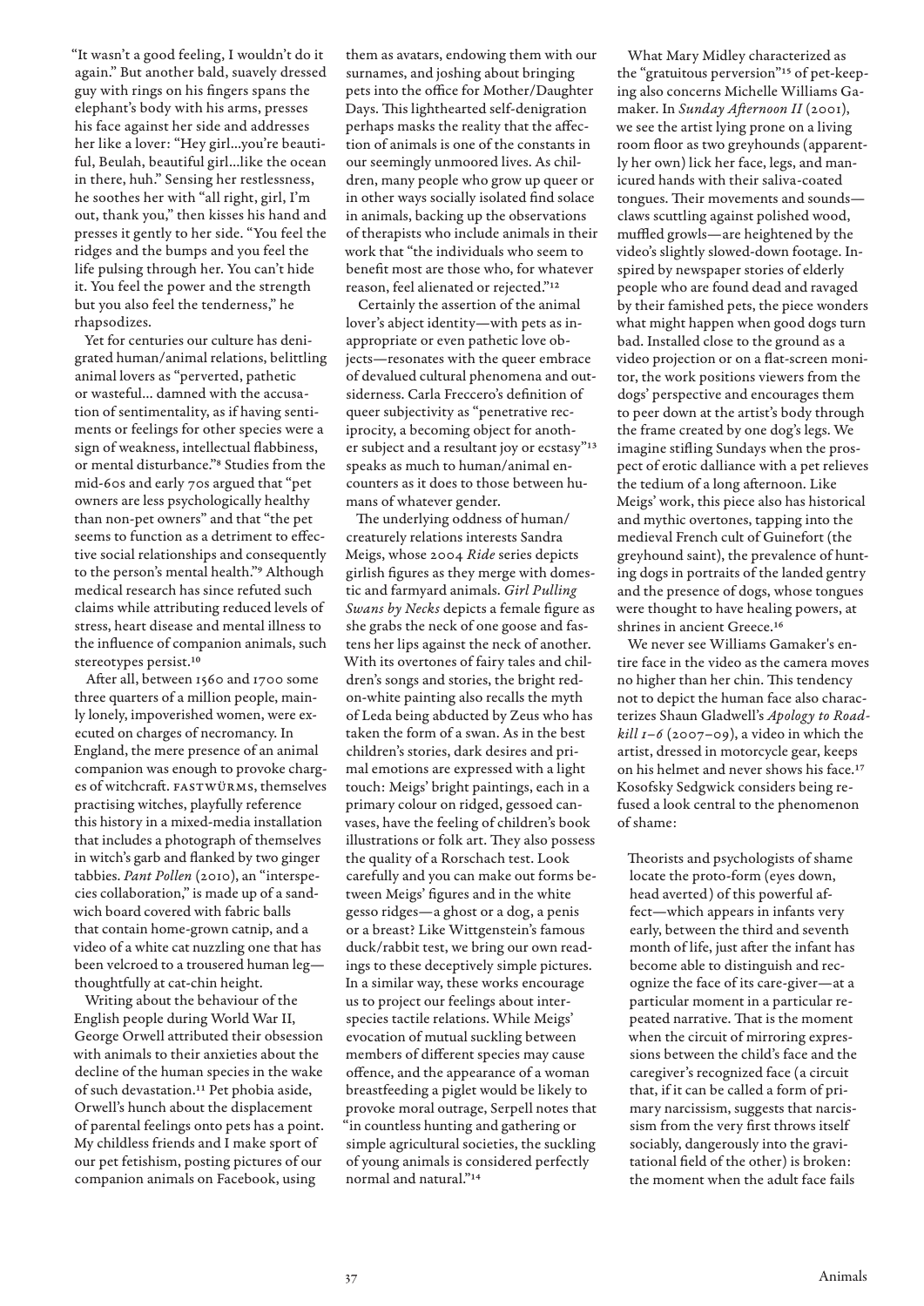"It wasn't a good feeling, I wouldn't do it again." But another bald, suavely dressed guy with rings on his fingers spans the elephant's body with his arms, presses his face against her side and addresses her like a lover: "Hey girl…you're beautiful, Beulah, beautiful girl…like the ocean in there, huh." Sensing her restlessness, he soothes her with "all right, girl, I'm out, thank you," then kisses his hand and presses it gently to her side. "You feel the ridges and the bumps and you feel the life pulsing through her. You can't hide it. You feel the power and the strength but you also feel the tenderness," he rhapsodizes.

Yet for centuries our culture has denigrated human/animal relations, belittling animal lovers as "perverted, pathetic or wasteful… damned with the accusation of sentimentality, as if having sentiments or feelings for other species were a sign of weakness, intellectual flabbiness, or mental disturbance."[8] Studies from the mid-60s and early 70s argued that "pet owners are less psychologically healthy than non-pet owners" and that "the pet seems to function as a detriment to effective social relationships and consequently to the person's mental health."[9] Although medical research has since refuted such claims while attributing reduced levels of stress, heart disease and mental illness to the influence of companion animals, such stereotypes persist.[10]

After all, between 1560 and 1700 some three quarters of a million people, mainly lonely, impoverished women, were executed on charges of necromancy. In England, the mere presence of an animal companion was enough to provoke charges of witchcraft. FASTWÜRMS, themselves practising witches, playfully reference this history in a mixed-media installation that includes a photograph of themselves in witch's garb and flanked by two ginger tabbies. *Pant Pollen* (2010), an "interspecies collaboration," is made up of a sandwich board covered with fabric balls that contain home-grown catnip, and a video of a white cat nuzzling one that has been velcroed to a trousered human leg—thoughtfully at cat-chin height.

Writing about the behaviour of the English people during World War II, George Orwell attributed their obsession with animals to their anxieties about the decline of the human species in the wake of such devastation.[11] Pet phobia aside, Orwell's hunch about the displacement of parental feelings onto pets has a point. My childless friends and I make sport of our pet fetishism, posting pictures of our companion animals on Facebook, using them as avatars, endowing them with our surnames, and joshing about bringing pets into the office for Mother/Daughter Days. This lighthearted self-denigration perhaps masks the reality that the affection of animals is one of the constants in our seemingly unmoored lives. As children, many people who grow up queer or in other ways socially isolated find solace in animals, backing up the observations of therapists who include animals in their work that "the individuals who seem to benefit most are those who, for whatever reason, feel alienated or rejected."[12]

Certainly the assertion of the animal lover's abject identity—with pets as inappropriate or even pathetic love objects—resonates with the queer embrace of devalued cultural phenomena and outsiderness. Carla Freccero's definition of queer subjectivity as "penetrative reciprocity, a becoming object for another subject and a resultant joy or ecstasy"[13] speaks as much to human/animal encounters as it does to those between humans of whatever gender.

The underlying oddness of human/creaturely relations interests Sandra Meigs, whose 2004 *Ride* series depicts girlish figures as they merge with domestic and farmyard animals. *Girl Pulling Swans by Necks* depicts a female figure as she grabs the neck of one goose and fastens her lips against the neck of another. With its overtones of fairy tales and children's songs and stories, the bright red-on-white painting also recalls the myth of Leda being abducted by Zeus who has taken the form of a swan. As in the best children's stories, dark desires and primal emotions are expressed with a light touch: Meigs' bright paintings, each in a primary colour on ridged, gessoed canvases, have the feeling of children's book illustrations or folk art. They also possess the quality of a Rorschach test. Look carefully and you can make out forms between Meigs' figures and in the white gesso ridges—a ghost or a dog, a penis or a breast? Like Wittgenstein's famous duck/rabbit test, we bring our own readings to these deceptively simple pictures. In a similar way, these works encourage us to project our feelings about interspecies tactile relations. While Meigs' evocation of mutual suckling between members of different species may cause offence, and the appearance of a woman breastfeeding a piglet would be likely to provoke moral outrage, Serpell notes that "in countless hunting and gathering or simple agricultural societies, the suckling of young animals is considered perfectly normal and natural."[14]

What Mary Midley characterized as the "gratuitous perversion"[15] of pet-keeping also concerns Michelle Williams Gamaker. In *Sunday Afternoon II* (2001), we see the artist lying prone on a living room floor as two greyhounds (apparently her own) lick her face, legs, and manicured hands with their saliva-coated tongues. Their movements and sounds—claws scuttling against polished wood, muffled growls—are heightened by the video's slightly slowed-down footage. Inspired by newspaper stories of elderly people who are found dead and ravaged by their famished pets, the piece wonders what might happen when good dogs turn bad. Installed close to the ground as a video projection or on a flat-screen monitor, the work positions viewers from the dogs' perspective and encourages them to peer down at the artist's body through the frame created by one dog's legs. We imagine stifling Sundays when the prospect of erotic dalliance with a pet relieves the tedium of a long afternoon. Like Meigs' work, this piece also has historical and mythic overtones, tapping into the medieval French cult of Guinefort (the greyhound saint), the prevalence of hunting dogs in portraits of the landed gentry and the presence of dogs, whose tongues were thought to have healing powers, at shrines in ancient Greece.[16]

We never see Williams Gamaker's entire face in the video as the camera moves no higher than her chin. This tendency not to depict the human face also characterizes Shaun Gladwell's *Apology to Roadkill 1–6* (2007–09), a video in which the artist, dressed in motorcycle gear, keeps on his helmet and never shows his face.[17] Kosofsky Sedgwick considers being refused a look central to the phenomenon of shame:

> Theorists and psychologists of shame locate the proto-form (eyes down, head averted) of this powerful affect—which appears in infants very early, between the third and seventh month of life, just after the infant has become able to distinguish and recognize the face of its care-giver—at a particular moment in a particular repeated narrative. That is the moment when the circuit of mirroring expressions between the child's face and the caregiver's recognized face (a circuit that, if it can be called a form of primary narcissism, suggests that narcissism from the very first throws itself sociably, dangerously into the gravitational field of the other) is broken: the moment when the adult face fails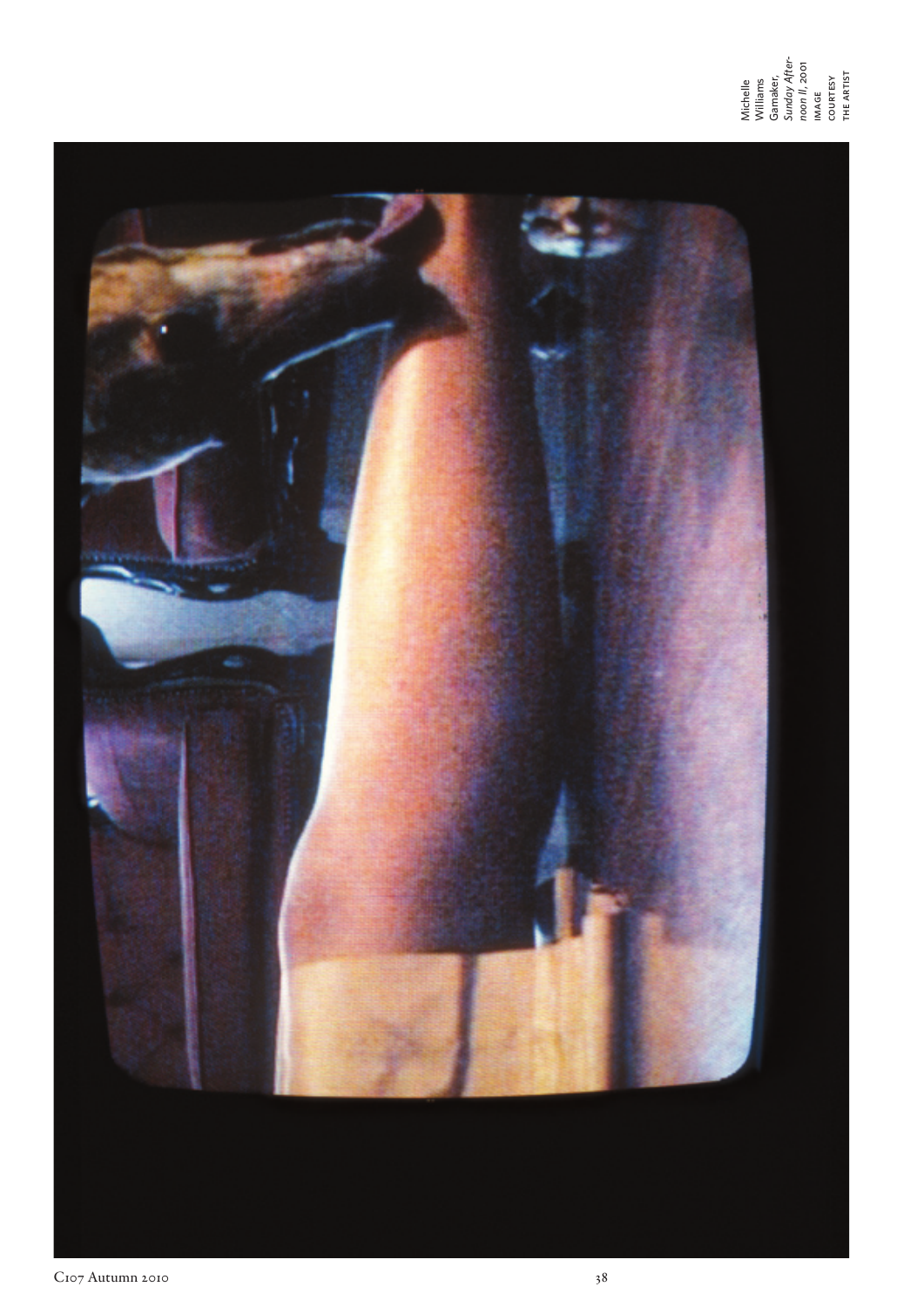Michelle Williams Gamaker, *Sunday Afternoon II*, 2001 IMAGE COURTESY THE ARTIST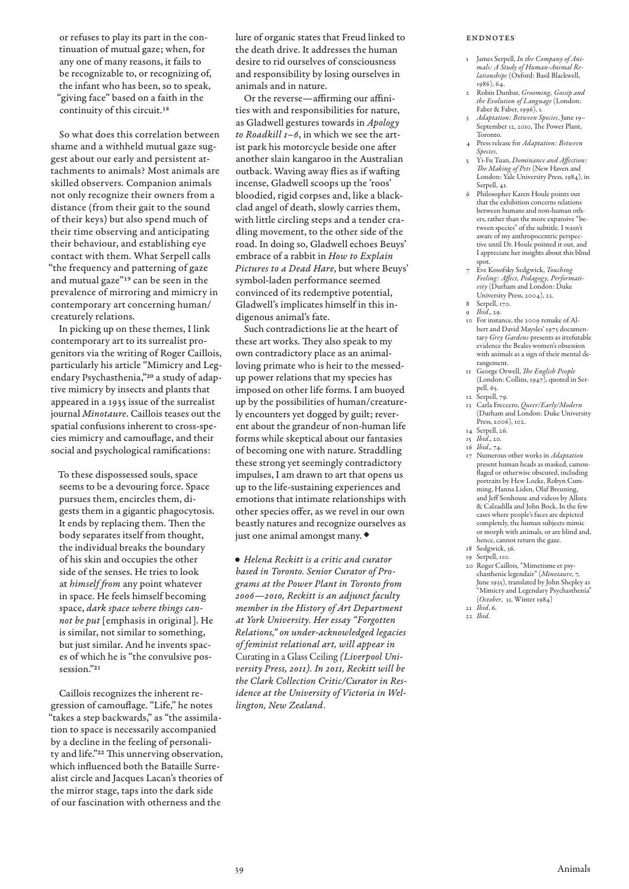or refuses to play its part in the continuation of mutual gaze; when, for any one of many reasons, it fails to be recognizable to, or recognizing of, the infant who has been, so to speak, "giving face" based on a faith in the continuity of this circuit.[18]

So what does this correlation between shame and a withheld mutual gaze suggest about our early and persistent attachments to animals? Most animals are skilled observers. Companion animals not only recognize their owners from a distance (from their gait to the sound of their keys) but also spend much of their time observing and anticipating their behaviour, and establishing eye contact with them. What Serpell calls "the frequency and patterning of gaze and mutual gaze"[19] can be seen in the prevalence of mirroring and mimicry in contemporary art concerning human/creaturely relations.

In picking up on these themes, I link contemporary art to its surrealist progenitors via the writing of Roger Caillois, particularly his article "Mimicry and Legendary Psychasthenia,"[20] a study of adaptive mimicry by insects and plants that appeared in a 1935 issue of the surrealist journal *Minotaure*. Caillois teases out the spatial confusions inherent to cross-species mimicry and camouflage, and their social and psychological ramifications:

> To these dispossessed souls, space seems to be a devouring force. Space pursues them, encircles them, digests them in a gigantic phagocytosis. It ends by replacing them. Then the body separates itself from thought, the individual breaks the boundary of his skin and occupies the other side of the senses. He tries to look at *himself from* any point whatever in space. He feels himself becoming space, *dark space where things cannot be put* [emphasis in original]. He is similar, not similar to something, but just similar. And he invents spaces of which he is "the convulsive possession."[21]

Caillois recognizes the inherent regression of camouflage. "Life," he notes "takes a step backwards," as "the assimilation to space is necessarily accompanied by a decline in the feeling of personality and life."[22] This unnerving observation, which influenced both the Bataille Surrealist circle and Jacques Lacan's theories of the mirror stage, taps into the dark side of our fascination with otherness and the lure of organic states that Freud linked to the death drive. It addresses the human desire to rid ourselves of consciousness and responsibility by losing ourselves in animals and in nature.

Or the reverse—affirming our affinities with and responsibilities for nature, as Gladwell gestures towards in *Apology to Roadkill 1–6*, in which we see the artist park his motorcycle beside one after another slain kangaroo in the Australian outback. Waving away flies as if wafting incense, Gladwell scoops up the 'roos' bloodied, rigid corpses and, like a black-clad angel of death, slowly carries them, with little circling steps and a tender cradling movement, to the other side of the road. In doing so, Gladwell echoes Beuys' embrace of a rabbit in *How to Explain Pictures to a Dead Hare*, but where Beuys' symbol-laden performance seemed convinced of its redemptive potential, Gladwell's implicates himself in this indigenous animal's fate.

Such contradictions lie at the heart of these art works. They also speak to my own contradictory place as an animal-loving primate who is heir to the messed-up power relations that my species has imposed on other life forms. I am buoyed up by the possibilities of human/creaturely encounters yet dogged by guilt; reverent about the grandeur of non-human life forms while skeptical about our fantasies of becoming one with nature. Straddling these strong yet seemingly contradictory impulses, I am drawn to art that opens us up to the life-sustaining experiences and emotions that intimate relationships with other species offer, as we revel in our own beastly natures and recognize ourselves as just one animal amongst many. ◆

● *Helena Reckitt is a critic and curator based in Toronto. Senior Curator of Programs at the Power Plant in Toronto from 2006—2010, Reckitt is an adjunct faculty member in the History of Art Department at York University. Her essay "Forgotten Relations," on under-acknowledged legacies of feminist relational art, will appear in* Curating in a Glass Ceiling *(Liverpool University Press, 2011). In 2011, Reckitt will be the Clark Collection Critic/Curator in Residence at the University of Victoria in Wellington, New Zealand.*

## ENDNOTES

1. James Serpell, *In the Company of Animals: A Study of Human-Animal Relationships* (Oxford: Basil Blackwell, 1986), 64.
2. Robin Dunbar, *Grooming, Gossip and the Evolution of Language* (London: Faber & Faber, 1996), 1.
3. *Adaptation: Between Species*, June 19–September 12, 2010, The Power Plant, Toronto.
4. Press release for *Adaptation: Between Species*.
5. Yi-Fu Tuan, *Dominance and Affection: The Making of Pets* (New Haven and London: Yale University Press, 1984), in Serpell, 41.
6. Philosopher Karen Houle points out that the exhibition concerns relations between humans and non-human others, rather than the more expansive "between species" of the subtitle. I wasn't aware of my anthropocentric perspective until Dr. Houle pointed it out, and I appreciate her insights about this blind spot.
7. Eve Kosofsky Sedgwick, *Touching Feeling: Affect, Pedagogy, Performativity* (Durham and London: Duke University Press, 2004), 23.
8. Serpell, 170.
9. *Ibid*., 29.
10. For instance, the 2009 remake of Albert and David Maysles' 1975 documentary *Grey Gardens* presents as irrefutable evidence the Beales women's obsession with animals as a sign of their mental derangement.
11. George Orwell, *The English People* (London: Collins, 1947), quoted in Serpell, 65.
12. Serpell, 79.
13. Carla Freccero, *Queer/Early/Modern* (Durham and London: Duke University Press, 2006), 102.
14. Serpell, 26.
15. *Ibid*., 20.
16. *Ibid*., 74.
17. Numerous other works in *Adaptation* present human heads as masked, camouflaged or otherwise obscured, including portraits by Hew Locke, Robyn Cumming, Hanna Liden, Olaf Breuning, and Jeff Sonhouse and videos by Allora & Calzadilla and John Bock. In the few cases where people's faces are depicted completely, the human subjects mimic or morph with animals, or are blind and, hence, cannot return the gaze.
18. Sedgwick, 36.
19. Serpell, 110.
20. Roger Caillois, "Mimetisme et psychasthenie legendair" (*Minotaure*, 7, June 1935), translated by John Shepley as "Mimicry and Legendary Psychasthenia" (*October*, 31, Winter 1984)
21. *Ibid*, 6.
22. *Ibid.*